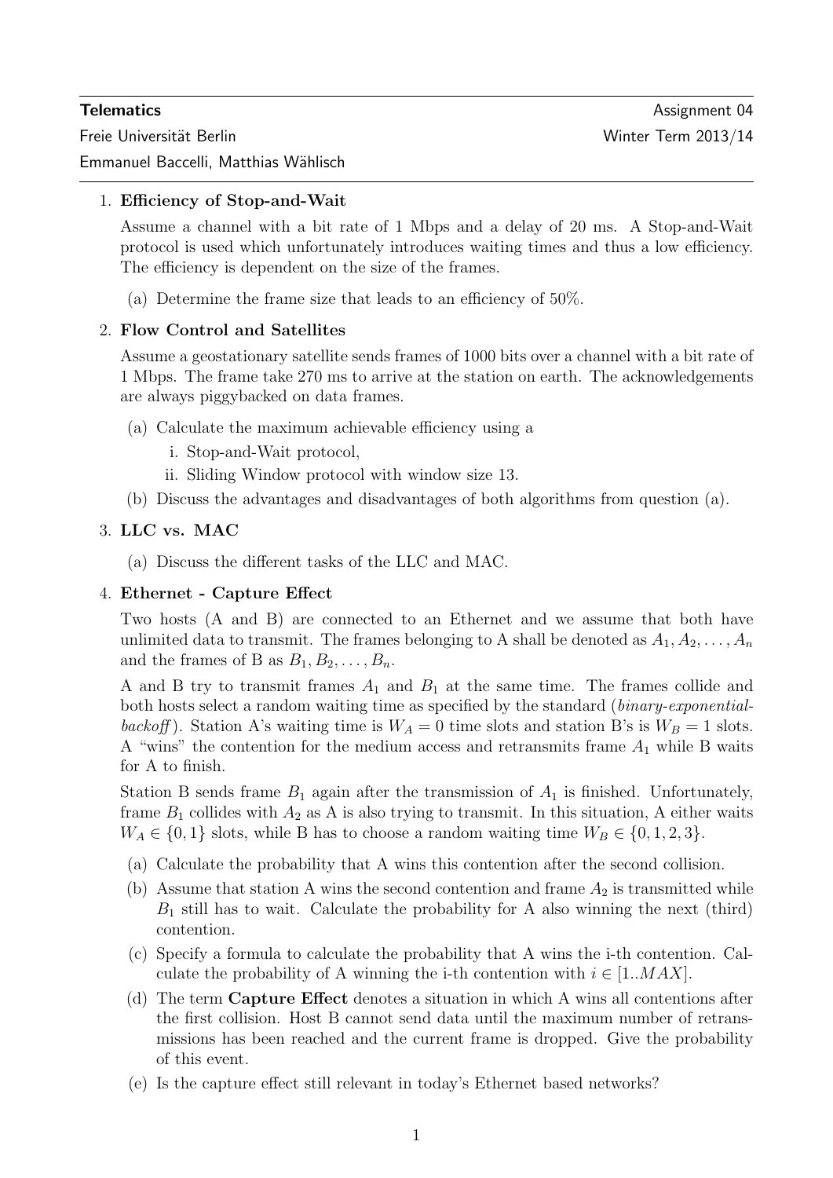**Telematics** Assignment 04
Freie Universität Berlin Winter Term 2013/14
Emmanuel Baccelli, Matthias Wählisch

1. **Efficiency of Stop-and-Wait**

   Assume a channel with a bit rate of 1 Mbps and a delay of 20 ms. A Stop-and-Wait protocol is used which unfortunately introduces waiting times and thus a low efficiency. The efficiency is dependent on the size of the frames.

   (a) Determine the frame size that leads to an efficiency of 50%.

2. **Flow Control and Satellites**

   Assume a geostationary satellite sends frames of 1000 bits over a channel with a bit rate of 1 Mbps. The frame take 270 ms to arrive at the station on earth. The acknowledgements are always piggybacked on data frames.

   (a) Calculate the maximum achievable efficiency using a
      i. Stop-and-Wait protocol,
      ii. Sliding Window protocol with window size 13.

   (b) Discuss the advantages and disadvantages of both algorithms from question (a).

3. **LLC vs. MAC**

   (a) Discuss the different tasks of the LLC and MAC.

4. **Ethernet - Capture Effect**

   Two hosts (A and B) are connected to an Ethernet and we assume that both have unlimited data to transmit. The frames belonging to A shall be denoted as $A_1, A_2, \ldots, A_n$ and the frames of B as $B_1, B_2, \ldots, B_n$.

   A and B try to transmit frames $A_1$ and $B_1$ at the same time. The frames collide and both hosts select a random waiting time as specified by the standard (*binary-exponential-backoff*). Station A's waiting time is $W_A = 0$ time slots and station B's is $W_B = 1$ slots. A "wins" the contention for the medium access and retransmits frame $A_1$ while B waits for A to finish.

   Station B sends frame $B_1$ again after the transmission of $A_1$ is finished. Unfortunately, frame $B_1$ collides with $A_2$ as A is also trying to transmit. In this situation, A either waits $W_A \in \{0, 1\}$ slots, while B has to choose a random waiting time $W_B \in \{0, 1, 2, 3\}$.

   (a) Calculate the probability that A wins this contention after the second collision.

   (b) Assume that station A wins the second contention and frame $A_2$ is transmitted while $B_1$ still has to wait. Calculate the probability for A also winning the next (third) contention.

   (c) Specify a formula to calculate the probability that A wins the i-th contention. Calculate the probability of A winning the i-th contention with $i \in [1..MAX]$.

   (d) The term **Capture Effect** denotes a situation in which A wins all contentions after the first collision. Host B cannot send data until the maximum number of retransmissions has been reached and the current frame is dropped. Give the probability of this event.

   (e) Is the capture effect still relevant in today's Ethernet based networks?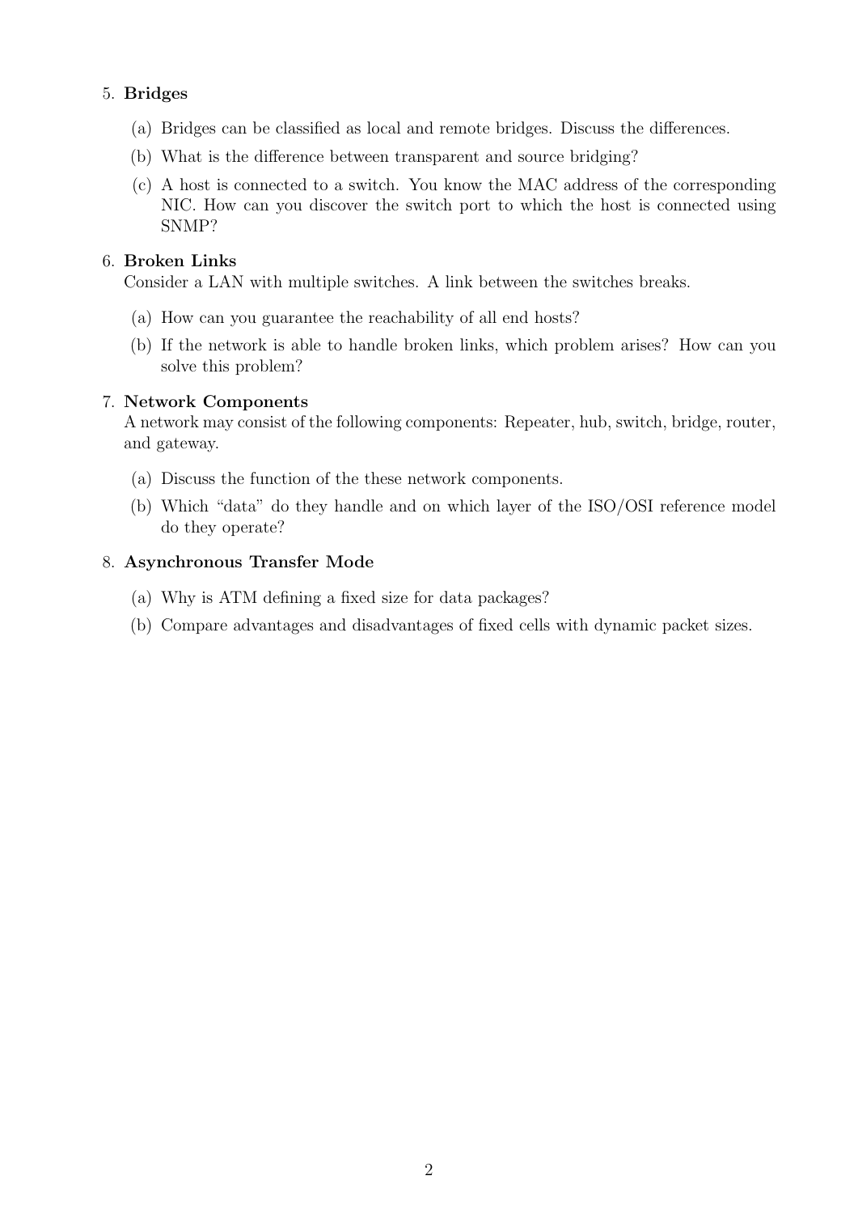5. **Bridges**
   (a) Bridges can be classified as local and remote bridges. Discuss the differences.
   (b) What is the difference between transparent and source bridging?
   (c) A host is connected to a switch. You know the MAC address of the corresponding NIC. How can you discover the switch port to which the host is connected using SNMP?

6. **Broken Links**
   Consider a LAN with multiple switches. A link between the switches breaks.
   (a) How can you guarantee the reachability of all end hosts?
   (b) If the network is able to handle broken links, which problem arises? How can you solve this problem?

7. **Network Components**
   A network may consist of the following components: Repeater, hub, switch, bridge, router, and gateway.
   (a) Discuss the function of the these network components.
   (b) Which "data" do they handle and on which layer of the ISO/OSI reference model do they operate?

8. **Asynchronous Transfer Mode**
   (a) Why is ATM defining a fixed size for data packages?
   (b) Compare advantages and disadvantages of fixed cells with dynamic packet sizes.